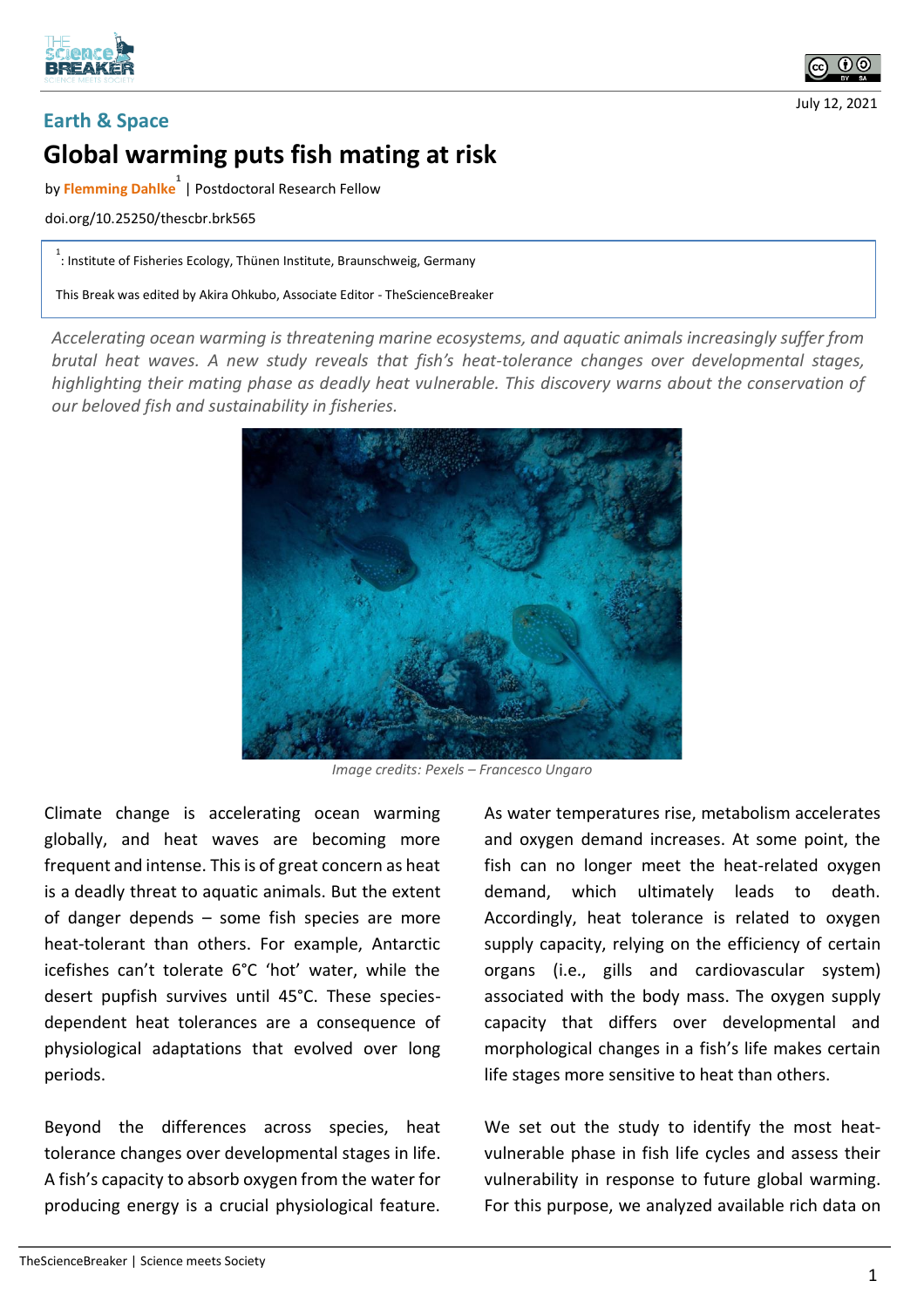Earth & Space

# Global warming puts fish mating at risk

by **Flemming Dahlke**[1] | Postdoctoral Research Fellow

doi.org/10.25250/thescbr.brk565

[1]: Institute of Fisheries Ecology, Thünen Institute, Braunschweig, Germany

This Break was edited by Akira Ohkubo, Associate Editor - TheScienceBreaker

July 12, 2021

*Accelerating ocean warming is threatening marine ecosystems, and aquatic animals increasingly suffer from brutal heat waves. A new study reveals that fish's heat-tolerance changes over developmental stages, highlighting their mating phase as deadly heat vulnerable. This discovery warns about the conservation of our beloved fish and sustainability in fisheries.*

*Image credits: Pexels – Francesco Ungaro*

Climate change is accelerating ocean warming globally, and heat waves are becoming more frequent and intense. This is of great concern as heat is a deadly threat to aquatic animals. But the extent of danger depends – some fish species are more heat-tolerant than others. For example, Antarctic icefishes can't tolerate 6°C 'hot' water, while the desert pupfish survives until 45°C. These species-dependent heat tolerances are a consequence of physiological adaptations that evolved over long periods.

Beyond the differences across species, heat tolerance changes over developmental stages in life. A fish's capacity to absorb oxygen from the water for producing energy is a crucial physiological feature. As water temperatures rise, metabolism accelerates and oxygen demand increases. At some point, the fish can no longer meet the heat-related oxygen demand, which ultimately leads to death. Accordingly, heat tolerance is related to oxygen supply capacity, relying on the efficiency of certain organs (i.e., gills and cardiovascular system) associated with the body mass. The oxygen supply capacity that differs over developmental and morphological changes in a fish's life makes certain life stages more sensitive to heat than others.

We set out the study to identify the most heat-vulnerable phase in fish life cycles and assess their vulnerability in response to future global warming. For this purpose, we analyzed available rich data on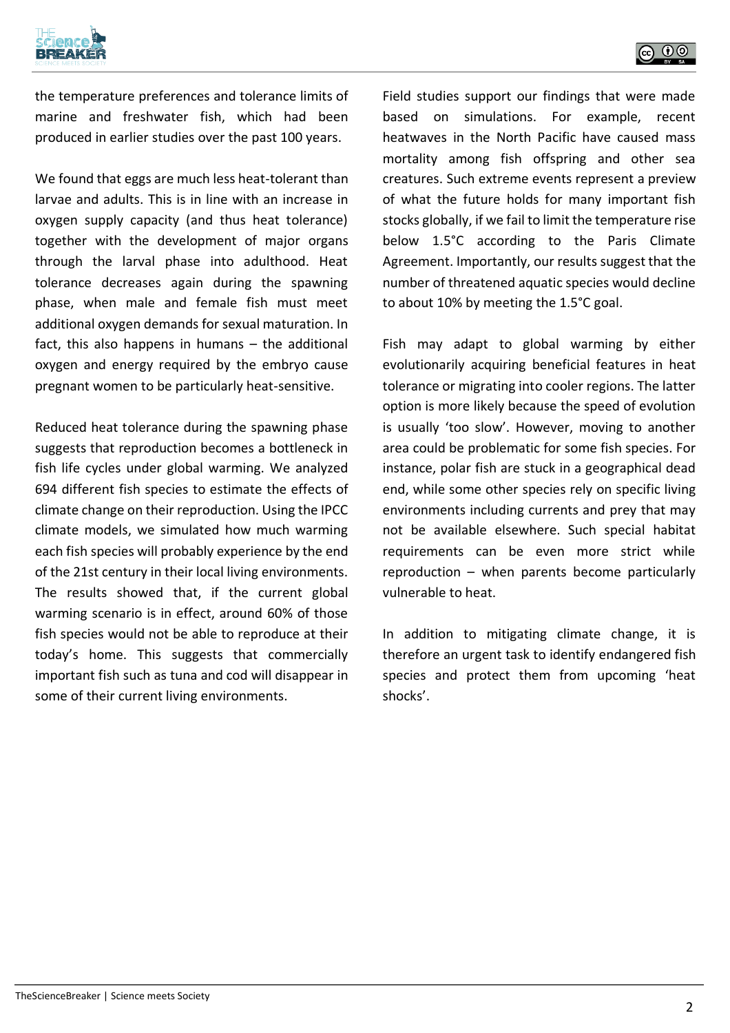the temperature preferences and tolerance limits of marine and freshwater fish, which had been produced in earlier studies over the past 100 years.

We found that eggs are much less heat-tolerant than larvae and adults. This is in line with an increase in oxygen supply capacity (and thus heat tolerance) together with the development of major organs through the larval phase into adulthood. Heat tolerance decreases again during the spawning phase, when male and female fish must meet additional oxygen demands for sexual maturation. In fact, this also happens in humans – the additional oxygen and energy required by the embryo cause pregnant women to be particularly heat-sensitive.

Reduced heat tolerance during the spawning phase suggests that reproduction becomes a bottleneck in fish life cycles under global warming. We analyzed 694 different fish species to estimate the effects of climate change on their reproduction. Using the IPCC climate models, we simulated how much warming each fish species will probably experience by the end of the 21st century in their local living environments. The results showed that, if the current global warming scenario is in effect, around 60% of those fish species would not be able to reproduce at their today's home. This suggests that commercially important fish such as tuna and cod will disappear in some of their current living environments.

Field studies support our findings that were made based on simulations. For example, recent heatwaves in the North Pacific have caused mass mortality among fish offspring and other sea creatures. Such extreme events represent a preview of what the future holds for many important fish stocks globally, if we fail to limit the temperature rise below 1.5°C according to the Paris Climate Agreement. Importantly, our results suggest that the number of threatened aquatic species would decline to about 10% by meeting the 1.5°C goal.

Fish may adapt to global warming by either evolutionarily acquiring beneficial features in heat tolerance or migrating into cooler regions. The latter option is more likely because the speed of evolution is usually 'too slow'. However, moving to another area could be problematic for some fish species. For instance, polar fish are stuck in a geographical dead end, while some other species rely on specific living environments including currents and prey that may not be available elsewhere. Such special habitat requirements can be even more strict while reproduction – when parents become particularly vulnerable to heat.

In addition to mitigating climate change, it is therefore an urgent task to identify endangered fish species and protect them from upcoming 'heat shocks'.